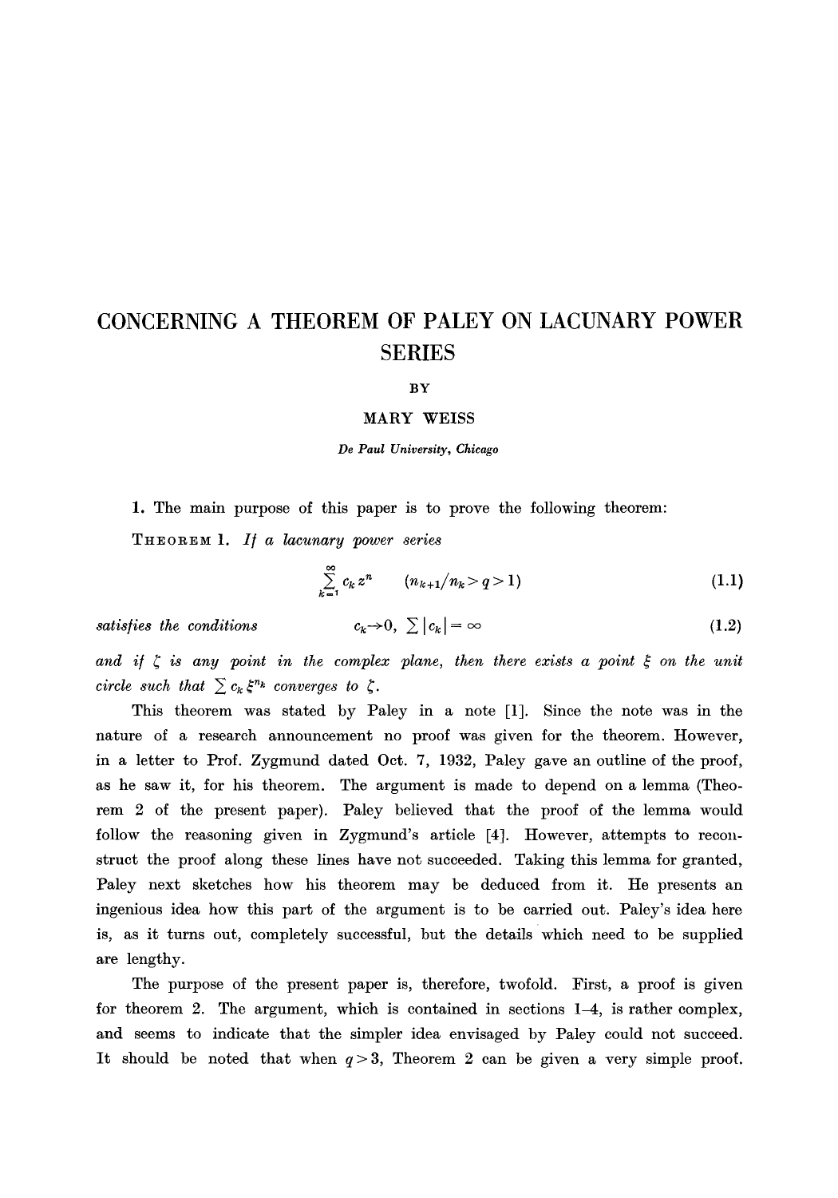# CONCERNING A THEOREM OF PALEY ON LACUNARY POWER SERIES

BY

MARY WEISS

*De Paul University, Chicago*

**1.** The main purpose of this paper is to prove the following theorem:

THEOREM 1. *If a lacunary power series*

$$\sum_{k=1}^{\infty} c_k z^n \qquad (n_{k+1}/n_k > q > 1) \tag{1.1}$$

*satisfies the conditions*
$$c_k \to 0, \ \sum |c_k| = \infty \tag{1.2}$$

*and if $\zeta$ is any point in the complex plane, then there exists a point $\xi$ on the unit circle such that $\sum c_k \xi^{n_k}$ converges to $\zeta$.*

This theorem was stated by Paley in a note [1]. Since the note was in the nature of a research announcement no proof was given for the theorem. However, in a letter to Prof. Zygmund dated Oct. 7, 1932, Paley gave an outline of the proof, as he saw it, for his theorem. The argument is made to depend on a lemma (Theorem 2 of the present paper). Paley believed that the proof of the lemma would follow the reasoning given in Zygmund's article [4]. However, attempts to reconstruct the proof along these lines have not succeeded. Taking this lemma for granted, Paley next sketches how his theorem may be deduced from it. He presents an ingenious idea how this part of the argument is to be carried out. Paley's idea here is, as it turns out, completely successful, but the details which need to be supplied are lengthy.

The purpose of the present paper is, therefore, twofold. First, a proof is given for theorem 2. The argument, which is contained in sections 1–4, is rather complex, and seems to indicate that the simpler idea envisaged by Paley could not succeed. It should be noted that when $q > 3$, Theorem 2 can be given a very simple proof.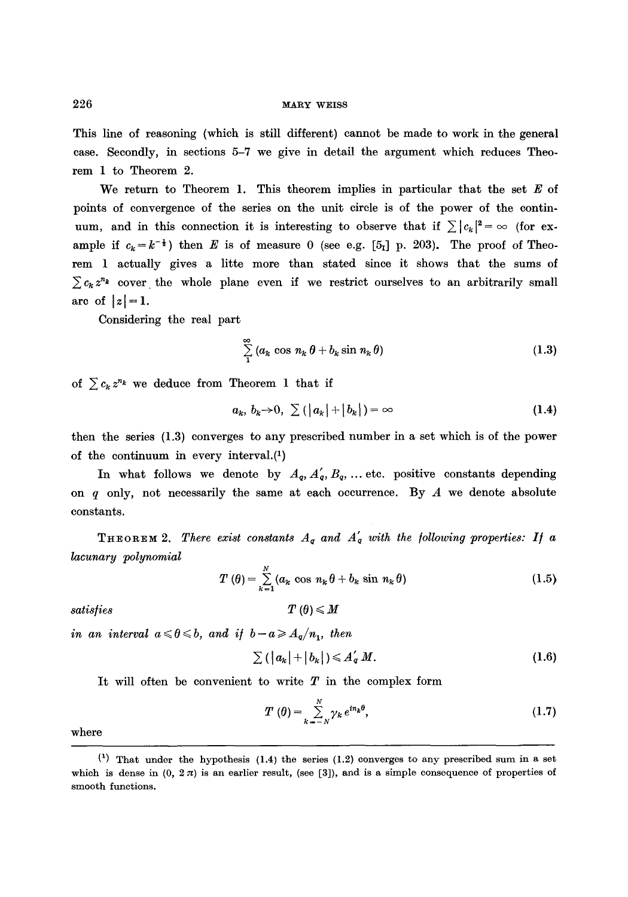This line of reasoning (which is still different) cannot be made to work in the general case. Secondly, in sections 5–7 we give in detail the argument which reduces Theorem 1 to Theorem 2.

We return to Theorem 1. This theorem implies in particular that the set $E$ of points of convergence of the series on the unit circle is of the power of the continuum, and in this connection it is interesting to observe that if $\sum |c_k|^2 = \infty$ (for example if $c_k = k^{-\frac{1}{2}}$) then $E$ is of measure 0 (see e.g. [$5_I$] p. 203). The proof of Theorem 1 actually gives a litte more than stated since it shows that the sums of $\sum c_k z^{n_k}$ cover the whole plane even if we restrict ourselves to an arbitrarily small arc of $|z| = 1$.

Considering the real part

$$\sum_1^\infty (a_k \cos n_k \theta + b_k \sin n_k \theta) \tag{1.3}$$

of $\sum c_k z^{n_k}$ we deduce from Theorem 1 that if

$$a_k,\ b_k \to 0,\ \sum (|a_k| + |b_k|) = \infty \tag{1.4}$$

then the series (1.3) converges to any prescribed number in a set which is of the power of the continuum in every interval.[1]

In what follows we denote by $A_q, A_q', B_q, \ldots$ etc. positive constants depending on $q$ only, not necessarily the same at each occurrence. By $A$ we denote absolute constants.

THEOREM 2. *There exist constants $A_q$ and $A_q'$ with the following properties: If a lacunary polynomial*

$$T(\theta) = \sum_{k=1}^N (a_k \cos n_k \theta + b_k \sin n_k \theta) \tag{1.5}$$

*satisfies* $$T(\theta) \leqslant M$$

*in an interval $a \leqslant \theta \leqslant b$, and if $b - a \geqslant A_q / n_1$, then*

$$\sum (|a_k| + |b_k|) \leqslant A_q' M. \tag{1.6}$$

It will often be convenient to write $T$ in the complex form

$$T(\theta) = \sum_{k=-N}^N \gamma_k e^{i n_k \theta}, \tag{1.7}$$

where

---

[1] That under the hypothesis (1.4) the series (1.2) converges to any prescribed sum in a set which is dense in $(0, 2\pi)$ is an earlier result, (see [3]), and is a simple consequence of properties of smooth functions.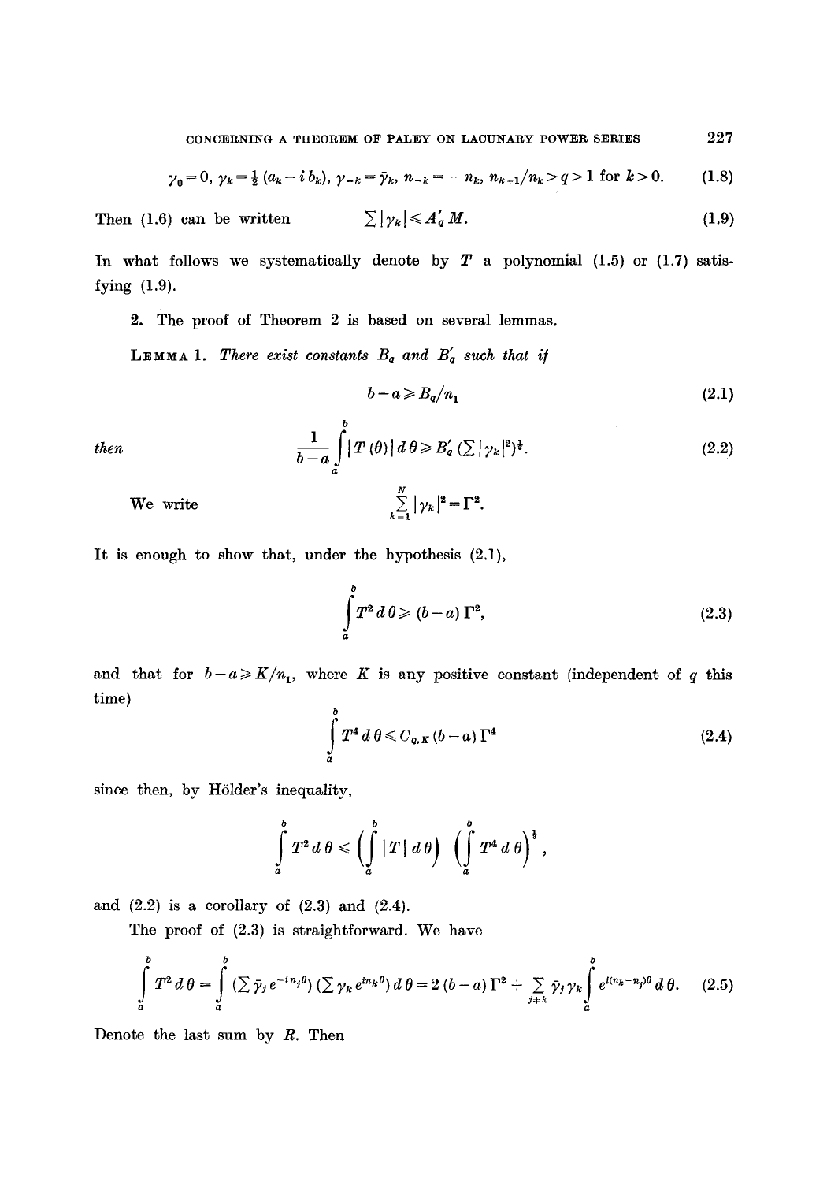$$\gamma_0 = 0,\ \gamma_k = \tfrac{1}{2}(a_k - i\, b_k),\ \gamma_{-k} = \bar{\gamma}_k,\ n_{-k} = -n_k,\ n_{k+1}/n_k > q > 1 \text{ for } k > 0. \tag{1.8}$$

Then (1.6) can be written
$$\sum |\gamma_k| \leqslant A_q' M. \tag{1.9}$$

In what follows we systematically denote by $T$ a polynomial (1.5) or (1.7) satisfying (1.9).

**2.** The proof of Theorem 2 is based on several lemmas.

**Lemma 1.** *There exist constants $B_q$ and $B_q'$ such that if*

$$b - a \geqslant B_q / n_1 \tag{2.1}$$

*then*
$$\frac{1}{b-a} \int_a^b |T(\theta)|\, d\theta \geqslant B_q' \left(\sum |\gamma_k|^2\right)^{\frac{1}{2}}. \tag{2.2}$$

We write
$$\sum_{k=1}^{N} |\gamma_k|^2 = \Gamma^2.$$

It is enough to show that, under the hypothesis (2.1),

$$\int_a^b T^2\, d\theta \geqslant (b-a)\, \Gamma^2, \tag{2.3}$$

and that for $b - a \geqslant K/n_1$, where $K$ is any positive constant (independent of $q$ this time)

$$\int_a^b T^4\, d\theta \leqslant C_{q,K}\, (b-a)\, \Gamma^4 \tag{2.4}$$

since then, by Hölder's inequality,

$$\int_a^b T^2\, d\theta \leqslant \left(\int_a^b |T|\, d\theta\right)^{\frac{2}{3}} \left(\int_a^b T^4\, d\theta\right)^{\frac{1}{3}},$$

and (2.2) is a corollary of (2.3) and (2.4).

The proof of (2.3) is straightforward. We have

$$\int_a^b T^2\, d\theta = \int_a^b \left(\sum \bar{\gamma}_j e^{-in_j\theta}\right)\left(\sum \gamma_k e^{in_k\theta}\right) d\theta = 2\,(b-a)\,\Gamma^2 + \sum_{j \neq k} \bar{\gamma}_j \gamma_k \int_a^b e^{i(n_k - n_j)\theta}\, d\theta. \tag{2.5}$$

Denote the last sum by $R$. Then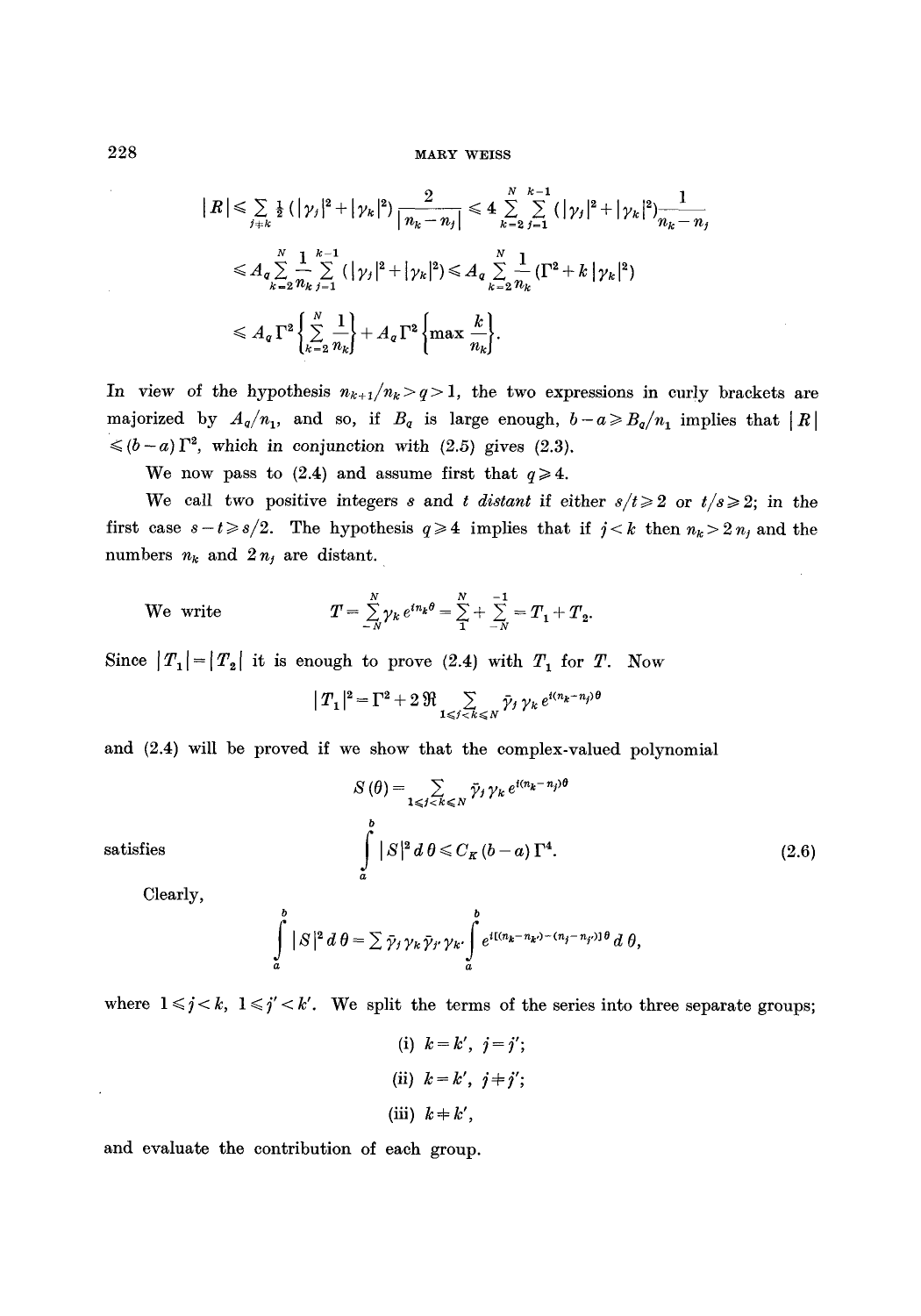$$|R| \leqslant \sum_{j \neq k} \tfrac{1}{2}(|\gamma_j|^2 + |\gamma_k|^2) \frac{2}{|n_k - n_j|} \leqslant 4 \sum_{k=2}^{N} \sum_{j=1}^{k-1} (|\gamma_j|^2 + |\gamma_k|^2) \frac{1}{n_k - n_j}$$

$$\leqslant A_q \sum_{k=2}^{N} \frac{1}{n_k} \sum_{j=1}^{k-1} (|\gamma_j|^2 + |\gamma_k|^2) \leqslant A_q \sum_{k=2}^{N} \frac{1}{n_k} (\Gamma^2 + k |\gamma_k|^2)$$

$$\leqslant A_q \Gamma^2 \left\{ \sum_{k=2}^{N} \frac{1}{n_k} \right\} + A_q \Gamma^2 \left\{ \max \frac{k}{n_k} \right\}.$$

In view of the hypothesis $n_{k+1}/n_k > q > 1$, the two expressions in curly brackets are majorized by $A_q/n_1$, and so, if $B_q$ is large enough, $b - a \geqslant B_q/n_1$ implies that $|R| \leqslant (b-a)\Gamma^2$, which in conjunction with (2.5) gives (2.3).

We now pass to (2.4) and assume first that $q \geqslant 4$.

We call two positive integers $s$ and $t$ *distant* if either $s/t \geqslant 2$ or $t/s \geqslant 2$; in the first case $s - t \geqslant s/2$. The hypothesis $q \geqslant 4$ implies that if $j < k$ then $n_k > 2n_j$ and the numbers $n_k$ and $2n_j$ are distant.

We write
$$T = \sum_{-N}^{N} \gamma_k e^{in_k\theta} = \sum_{1}^{N} + \sum_{-N}^{-1} = T_1 + T_2.$$

Since $|T_1| = |T_2|$ it is enough to prove (2.4) with $T_1$ for $T$. Now

$$|T_1|^2 = \Gamma^2 + 2\Re \sum_{1 \leqslant j < k \leqslant N} \bar{\gamma}_j \gamma_k e^{i(n_k - n_j)\theta}$$

and (2.4) will be proved if we show that the complex-valued polynomial

$$S(\theta) = \sum_{1 \leqslant j < k \leqslant N} \bar{\gamma}_j \gamma_k e^{i(n_k - n_j)\theta}$$

satisfies
$$\int_a^b |S|^2 \, d\theta \leqslant C_K (b-a) \Gamma^4. \tag{2.6}$$

Clearly,

$$\int_a^b |S|^2 \, d\theta = \sum \bar{\gamma}_j \gamma_k \bar{\gamma}_{j'} \gamma_{k'} \int_a^b e^{i[(n_k - n_{k'}) - (n_j - n_{j'})]\theta} \, d\theta,$$

where $1 \leqslant j < k$, $1 \leqslant j' < k'$. We split the terms of the series into three separate groups;

(i) $k = k'$, $j = j'$;

(ii) $k = k'$, $j \neq j'$;

(iii) $k \neq k'$,

and evaluate the contribution of each group.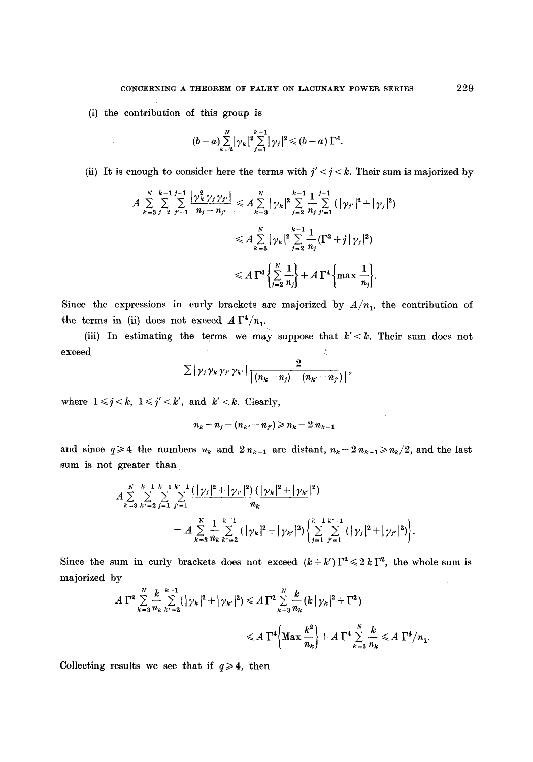(i) the contribution of this group is

$$(b-a)\sum_{k=2}^{N}|\gamma_k|^2\sum_{j=1}^{k-1}|\gamma_j|^2 \leqslant (b-a)\,\Gamma^4.$$

(ii) It is enough to consider here the terms with $j' < j < k$. Their sum is majorized by

$$A\sum_{k=3}^{N}\sum_{j=2}^{k-1}\sum_{j'=1}^{j-1}\frac{|\gamma_k^2\gamma_j\gamma_{j'}|}{n_j-n_{j'}} \leqslant A\sum_{k=3}^{N}|\gamma_k|^2\sum_{j=2}^{k-1}\frac{1}{n_j}\sum_{j'=1}^{j-1}(|\gamma_{j'}|^2+|\gamma_j|^2)$$

$$\leqslant A\sum_{k=3}^{N}|\gamma_k|^2\sum_{j=2}^{k-1}\frac{1}{n_j}(\Gamma^2+j|\gamma_j|^2)$$

$$\leqslant A\,\Gamma^4\left\{\sum_{j=2}^{N}\frac{1}{n_j}\right\}+A\,\Gamma^4\left\{\max\frac{1}{n_j}\right\}.$$

Since the expressions in curly brackets are majorized by $A/n_1$, the contribution of the terms in (ii) does not exceed $A\,\Gamma^4/n_1$.

(iii) In estimating the terms we may suppose that $k' < k$. Their sum does not exceed

$$\sum|\gamma_j\gamma_k\gamma_{j'}\gamma_{k'}|\frac{2}{|(n_k-n_j)-(n_{k'}-n_{j'})|},$$

where $1 \leqslant j < k$, $1 \leqslant j' < k'$, and $k' < k$. Clearly,

$$n_k - n_j - (n_{k'} - n_{j'}) \geqslant n_k - 2\,n_{k-1}$$

and since $q \geqslant 4$ the numbers $n_k$ and $2\,n_{k-1}$ are distant, $n_k - 2\,n_{k-1} \geqslant n_k/2$, and the last sum is not greater than

$$A\sum_{k=3}^{N}\sum_{k'=2}^{k-1}\sum_{j=1}^{k-1}\sum_{j'=1}^{k'-1}\frac{(|\gamma_j|^2+|\gamma_{j'}|^2)(|\gamma_k|^2+|\gamma_{k'}|^2)}{n_k}$$

$$= A\sum_{k=3}^{N}\frac{1}{n_k}\sum_{k'=2}^{k-1}(|\gamma_k|^2+|\gamma_{k'}|^2)\left\{\sum_{j=1}^{k-1}\sum_{j'=1}^{k'-1}(|\gamma_j|^2+|\gamma_{j'}|^2)\right\}.$$

Since the sum in curly brackets does not exceed $(k+k')\,\Gamma^2 \leqslant 2\,k\,\Gamma^2$, the whole sum is majorized by

$$A\,\Gamma^2\sum_{k=3}^{N}\frac{k}{n_k}\sum_{k'=2}^{k-1}(|\gamma_k|^2+|\gamma_{k'}|^2) \leqslant A\,\Gamma^2\sum_{k=3}^{N}\frac{k}{n_k}(k|\gamma_k|^2+\Gamma^2)$$

$$\leqslant A\,\Gamma^4\left\{\mathrm{Max}\frac{k^2}{n_k}\right\}+A\,\Gamma^4\sum_{k=3}^{N}\frac{k}{n_k} \leqslant A\,\Gamma^4/n_1.$$

Collecting results we see that if $q \geqslant 4$, then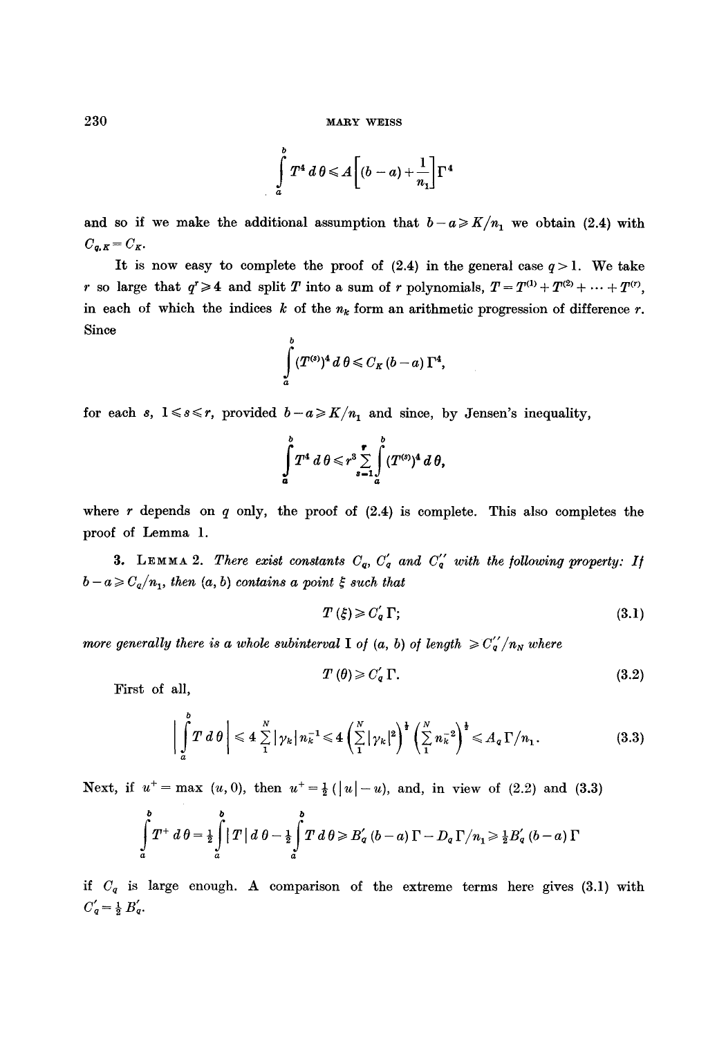$$\int_a^b T^4 \, d\theta \leqslant A\left[(b-a)+\frac{1}{n_1}\right]\Gamma^4$$

and so if we make the additional assumption that $b-a \geqslant K/n_1$ we obtain (2.4) with $C_{q,K} = C_K$.

It is now easy to complete the proof of (2.4) in the general case $q > 1$. We take $r$ so large that $q^r \geqslant 4$ and split $T$ into a sum of $r$ polynomials, $T = T^{(1)} + T^{(2)} + \cdots + T^{(r)}$, in each of which the indices $k$ of the $n_k$ form an arithmetic progression of difference $r$. Since

$$\int_a^b (T^{(s)})^4 \, d\theta \leqslant C_K (b-a)\Gamma^4,$$

for each $s$, $1 \leqslant s \leqslant r$, provided $b-a \geqslant K/n_1$ and since, by Jensen's inequality,

$$\int_a^b T^4 \, d\theta \leqslant r^3 \sum_{s=1}^{r} \int_a^b (T^{(s)})^4 \, d\theta,$$

where $r$ depends on $q$ only, the proof of (2.4) is complete. This also completes the proof of Lemma 1.

3. **Lemma 2.** *There exist constants $C_q$, $C'_q$ and $C''_q$ with the following property: If $b-a \geqslant C_q/n_1$, then $(a,b)$ contains a point $\xi$ such that*

$$T(\xi) \geqslant C'_q \Gamma; \tag{3.1}$$

*more generally there is a whole subinterval I of $(a,b)$ of length $\geqslant C''_q/n_N$ where*

$$T(\theta) \geqslant C'_q \Gamma. \tag{3.2}$$

First of all,

$$\left|\int_a^b T \, d\theta\right| \leqslant 4 \sum_1^N |\gamma_k| n_k^{-1} \leqslant 4 \left(\sum_1^N |\gamma_k|^2\right)^{\frac{1}{2}} \left(\sum_1^N n_k^{-2}\right)^{\frac{1}{2}} \leqslant A_q \Gamma / n_1. \tag{3.3}$$

Next, if $u^+ = \max(u, 0)$, then $u^+ = \frac{1}{2}(|u| - u)$, and, in view of (2.2) and (3.3)

$$\int_a^b T^+ \, d\theta = \tfrac{1}{2}\int_a^b |T| \, d\theta - \tfrac{1}{2}\int_a^b T \, d\theta \geqslant B'_q (b-a)\Gamma - D_q \Gamma/n_1 \geqslant \tfrac{1}{2} B'_q (b-a)\Gamma$$

if $C_q$ is large enough. A comparison of the extreme terms here gives (3.1) with $C'_q = \frac{1}{2} B'_q$.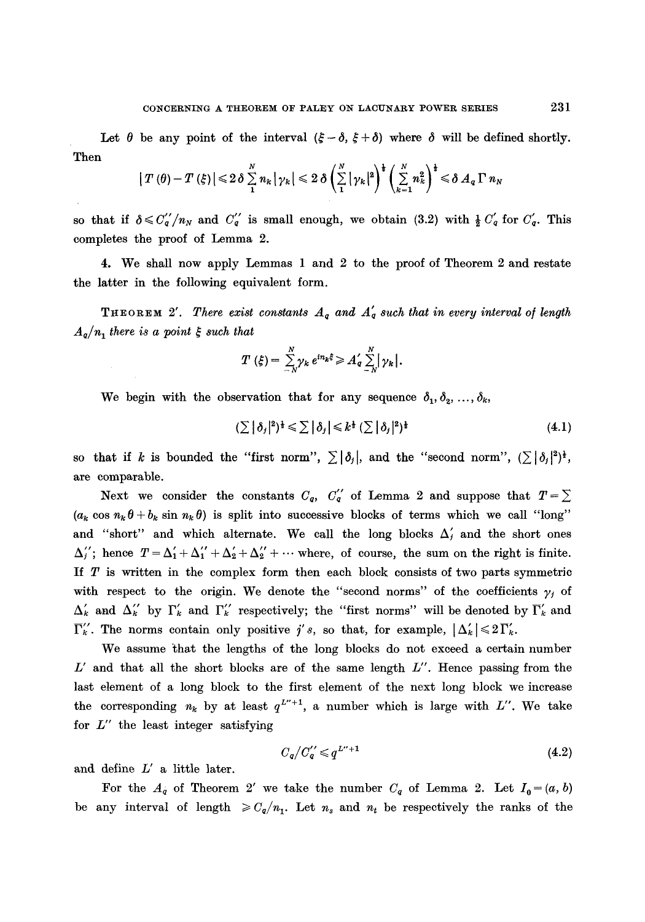Let $\theta$ be any point of the interval $(\xi - \delta, \xi + \delta)$ where $\delta$ will be defined shortly. Then

$$|T(\theta) - T(\xi)| \leqslant 2\delta \sum_1^N n_k |\gamma_k| \leqslant 2\delta \left(\sum_1^N |\gamma_k|^2\right)^{\frac{1}{2}} \left(\sum_{k=1}^N n_k^2\right)^{\frac{1}{2}} \leqslant \delta A_q \Gamma n_N$$

so that if $\delta \leqslant C_q''/n_N$ and $C_q''$ is small enough, we obtain (3.2) with $\frac{1}{2} C_q'$ for $C_q'$. This completes the proof of Lemma 2.

**4.** We shall now apply Lemmas 1 and 2 to the proof of Theorem 2 and restate the latter in the following equivalent form.

THEOREM 2'. *There exist constants $A_q$ and $A_q'$ such that in every interval of length $A_q/n_1$ there is a point $\xi$ such that*

$$T(\xi) = \sum_{-N}^{N} \gamma_k e^{in_k \xi} \geqslant A_q' \sum_{-N}^{N} |\gamma_k|.$$

We begin with the observation that for any sequence $\delta_1, \delta_2, \ldots, \delta_k$,

$$\left(\sum |\delta_j|^2\right)^{\frac{1}{2}} \leqslant \sum |\delta_j| \leqslant k^{\frac{1}{2}} \left(\sum |\delta_j|^2\right)^{\frac{1}{2}} \tag{4.1}$$

so that if $k$ is bounded the "first norm", $\sum |\delta_j|$, and the "second norm", $(\sum |\delta_j|^2)^{\frac{1}{2}}$, are comparable.

Next we consider the constants $C_q$, $C_q''$ of Lemma 2 and suppose that $T = \sum (a_k \cos n_k \theta + b_k \sin n_k \theta)$ is split into successive blocks of terms which we call "long" and "short" and which alternate. We call the long blocks $\Delta_j'$ and the short ones $\Delta_j''$; hence $T = \Delta_1' + \Delta_1'' + \Delta_2' + \Delta_2'' + \cdots$ where, of course, the sum on the right is finite. If $T$ is written in the complex form then each block consists of two parts symmetric with respect to the origin. We denote the "second norms" of the coefficients $\gamma_j$ of $\Delta_k'$ and $\Delta_k''$ by $\Gamma_k'$ and $\Gamma_k''$ respectively; the "first norms" will be denoted by $\bar{\Gamma}_k'$ and $\bar{\Gamma}_k''$. The norms contain only positive $j$'s, so that, for example, $|\Delta_k'| \leqslant 2\bar{\Gamma}_k'$.

We assume that the lengths of the long blocks do not exceed a certain number $L'$ and that all the short blocks are of the same length $L''$. Hence passing from the last element of a long block to the first element of the next long block we increase the corresponding $n_k$ by at least $q^{L''+1}$, a number which is large with $L''$. We take for $L''$ the least integer satisfying

$$C_q / C_q'' \leqslant q^{L''+1} \tag{4.2}$$

and define $L'$ a little later.

For the $A_q$ of Theorem 2' we take the number $C_q$ of Lemma 2. Let $I_0 = (a, b)$ be any interval of length $\geqslant C_q/n_1$. Let $n_s$ and $n_t$ be respectively the ranks of the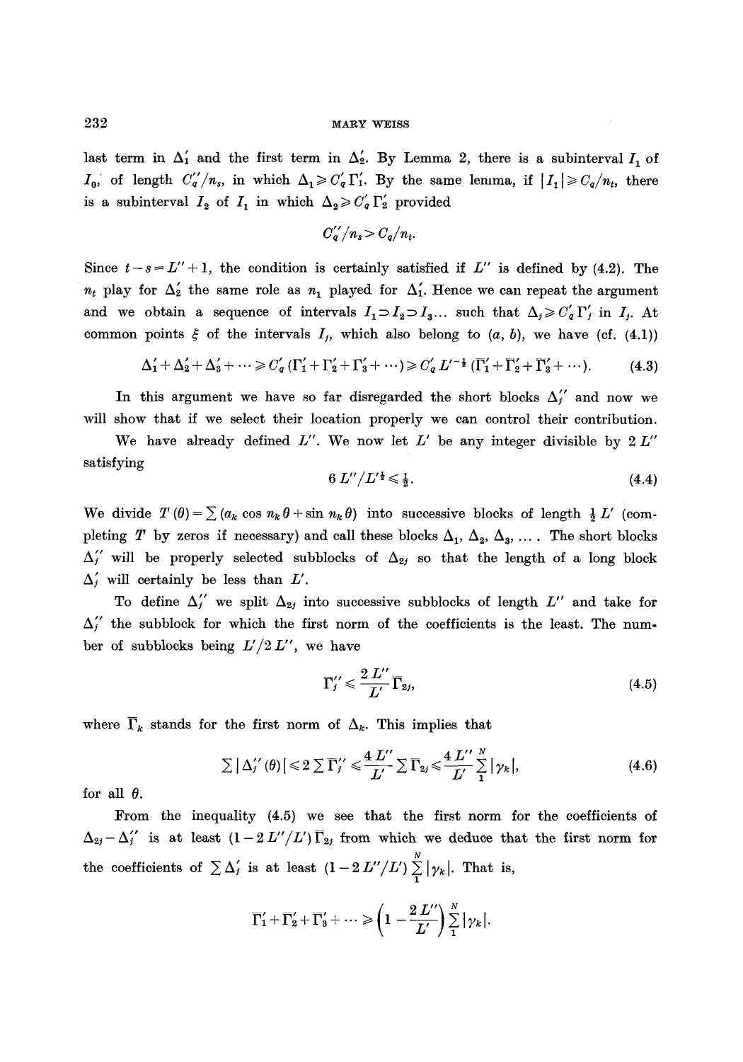last term in $\Delta_1'$ and the first term in $\Delta_2'$. By Lemma 2, there is a subinterval $I_1$ of $I_0$, of length $C_q''/n_s$, in which $\Delta_1 \geqslant C_q' \Gamma_1'$. By the same lemma, if $|I_1| \geqslant C_q/n_t$, there is a subinterval $I_2$ of $I_1$ in which $\Delta_2 \geqslant C_q' \Gamma_2'$ provided

$$C_q''/n_s > C_q/n_t.$$

Since $t-s=L''+1$, the condition is certainly satisfied if $L''$ is defined by (4.2). The $n_t$ play for $\Delta_2'$ the same role as $n_1$ played for $\Delta_1'$. Hence we can repeat the argument and we obtain a sequence of intervals $I_1 \supset I_2 \supset I_3 \dots$ such that $\Delta_j \geqslant C_q' \Gamma_j'$ in $I_j$. At common points $\xi$ of the intervals $I_j$, which also belong to $(a, b)$, we have (cf. (4.1))

$$\Delta_1' + \Delta_2' + \Delta_3' + \cdots \geqslant C_q' (\Gamma_1' + \Gamma_2' + \Gamma_3' + \cdots) \geqslant C_q' L'^{-\frac{1}{2}} (\bar{\Gamma}_1' + \bar{\Gamma}_2' + \bar{\Gamma}_3' + \cdots). \tag{4.3}$$

In this argument we have so far disregarded the short blocks $\Delta_j''$ and now we will show that if we select their location properly we can control their contribution.

We have already defined $L''$. We now let $L'$ be any integer divisible by $2L''$ satisfying

$$6L''/L'^{\frac{1}{2}} \leqslant \tfrac{1}{2}. \tag{4.4}$$

We divide $T(\theta) = \sum (a_k \cos n_k \theta + \sin n_k \theta)$ into successive blocks of length $\frac{1}{2}L'$ (completing $T$ by zeros if necessary) and call these blocks $\Delta_1, \Delta_2, \Delta_3, \dots$. The short blocks $\Delta_j''$ will be properly selected subblocks of $\Delta_{2j}$ so that the length of a long block $\Delta_j'$ will certainly be less than $L'$.

To define $\Delta_j''$ we split $\Delta_{2j}$ into successive subblocks of length $L''$ and take for $\Delta_j''$ the subblock for which the first norm of the coefficients is the least. The number of subblocks being $L'/2L''$, we have

$$\Gamma_j'' \leqslant \frac{2L''}{L'} \bar{\Gamma}_{2j}, \tag{4.5}$$

where $\bar{\Gamma}_k$ stands for the first norm of $\Delta_k$. This implies that

$$\sum |\Delta_j''(\theta)| \leqslant 2 \sum \Gamma_j'' \leqslant \frac{4L''}{L'} \sum \bar{\Gamma}_{2j} \leqslant \frac{4L''}{L'} \sum_1^N |\gamma_k|, \tag{4.6}$$

for all $\theta$.

From the inequality (4.5) we see that the first norm for the coefficients of $\Delta_{2j} - \Delta_j''$ is at least $(1 - 2L''/L')\bar{\Gamma}_{2j}$ from which we deduce that the first norm for the coefficients of $\sum \Delta_j'$ is at least $(1 - 2L''/L') \sum_1^N |\gamma_k|$. That is,

$$\bar{\Gamma}_1' + \bar{\Gamma}_2' + \bar{\Gamma}_3' + \cdots \geqslant \left(1 - \frac{2L''}{L'}\right) \sum_1^N |\gamma_k|.$$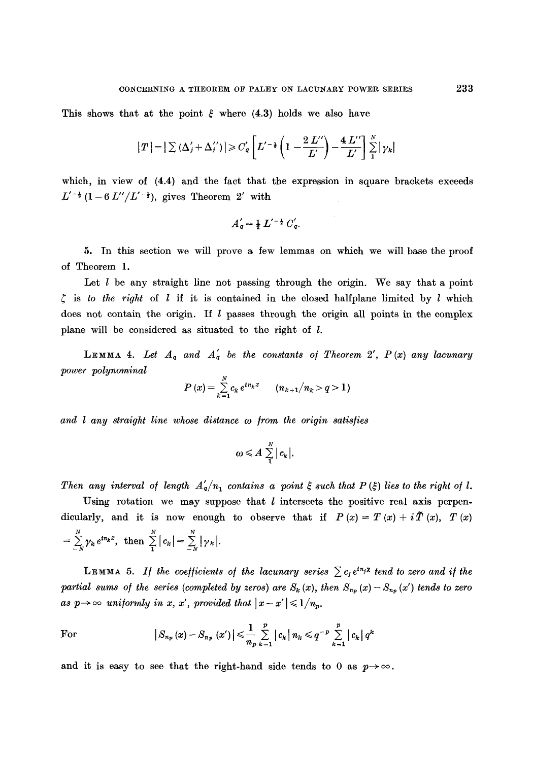This shows that at the point $\xi$ where (4.3) holds we also have

$$|T| = |\sum (\Delta_j' + \Delta_j'')| \geqslant C_q' \left[ L'^{-\frac{1}{2}} \left(1 - \frac{2L''}{L'}\right) - \frac{4L''}{L'} \right] \sum_1^N |\gamma_k|$$

which, in view of (4.4) and the fact that the expression in square brackets exceeds $L'^{-\frac{1}{2}}(1 - 6L''/L'^{-\frac{1}{2}})$, gives Theorem 2' with

$$A_q' = \tfrac{1}{2} L'^{-\frac{1}{2}} C_q'.$$

**5.** In this section we will prove a few lemmas on which we will base the proof of Theorem 1.

Let $l$ be any straight line not passing through the origin. We say that a point $\zeta$ is *to the right* of $l$ if it is contained in the closed halfplane limited by $l$ which does not contain the origin. If $l$ passes through the origin all points in the complex plane will be considered as situated to the right of $l$.

Lemma 4. *Let $A_q$ and $A_q'$ be the constants of Theorem 2', $P(x)$ any lacunary power polynominal*

$$P(x) = \sum_{k=1}^N c_k e^{in_k x} \qquad (n_{k+1}/n_k > q > 1)$$

*and $l$ any straight line whose distance $\omega$ from the origin satisfies*

$$\omega \leqslant A \sum_1^N |c_k|.$$

*Then any interval of length $A_q'/n_1$ contains a point $\xi$ such that $P(\xi)$ lies to the right of $l$.*

Using rotation we may suppose that $l$ intersects the positive real axis perpendicularly, and it is now enough to observe that if $P(x) = T(x) + i\tilde{T}(x)$, $T(x) = \sum_{-N}^N \gamma_k e^{in_k x}$, then $\sum_1^N |c_k| = \sum_{-N}^N |\gamma_k|$.

Lemma 5. *If the coefficients of the lacunary series $\sum c_j e^{in_j x}$ tend to zero and if the partial sums of the series (completed by zeros) are $S_k(x)$, then $S_{n_p}(x) - S_{n_p}(x')$ tends to zero as $p \to \infty$ uniformly in $x, x'$, provided that $|x - x'| \leqslant 1/n_p$.*

For

$$|S_{n_p}(x) - S_{n_p}(x')| \leqslant \frac{1}{n_p} \sum_{k=1}^p |c_k| n_k \leqslant q^{-p} \sum_{k=1}^p |c_k| q^k$$

and it is easy to see that the right-hand side tends to 0 as $p \to \infty$.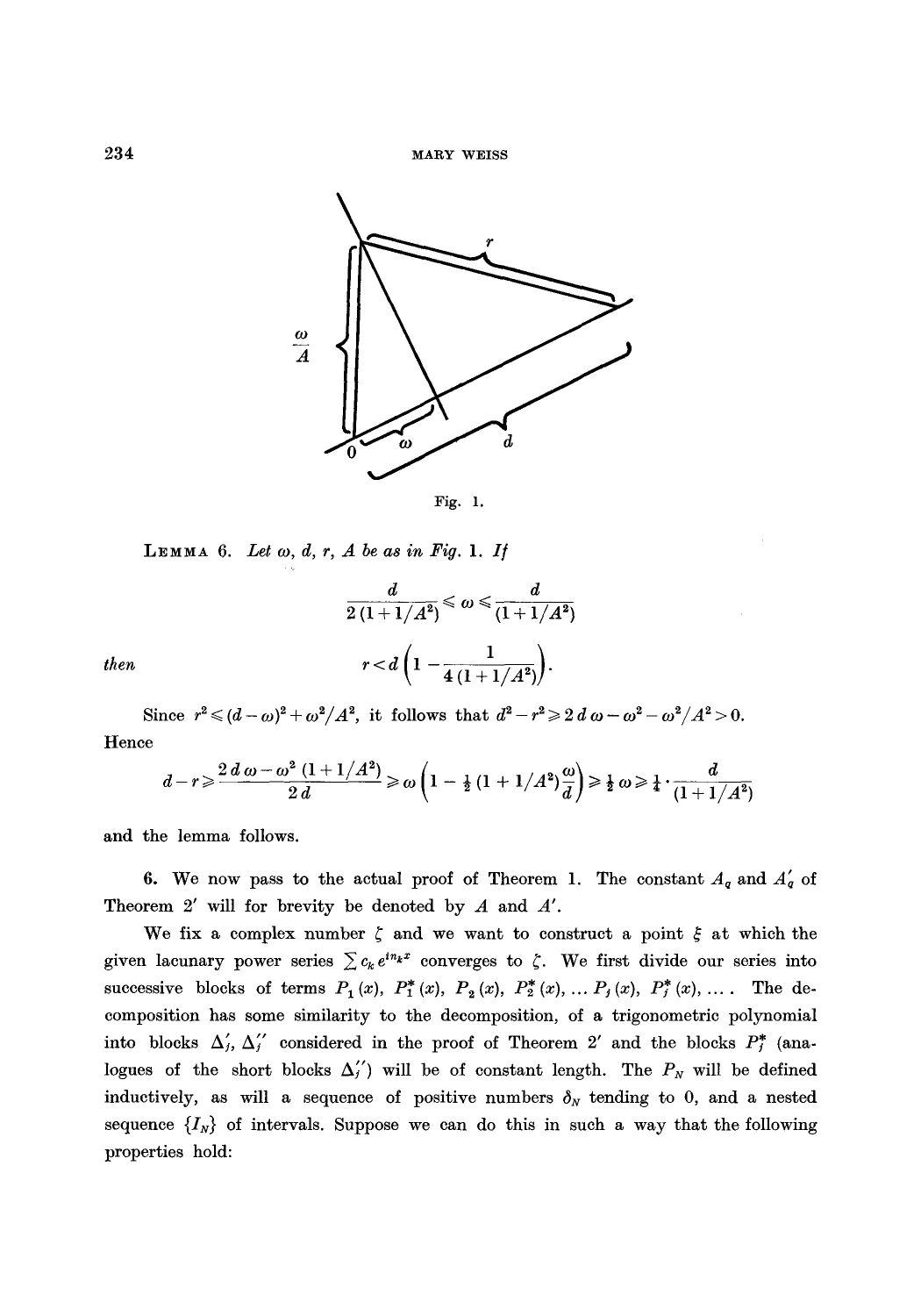Fig. 1.

LEMMA 6. *Let $\omega$, $d$, $r$, $A$ be as in Fig. 1. If*

$$\frac{d}{2(1+1/A^2)} \leqslant \omega \leqslant \frac{d}{(1+1/A^2)}$$

*then*

$$r < d\left(1 - \frac{1}{4(1+1/A^2)}\right).$$

Since $r^2 \leqslant (d-\omega)^2 + \omega^2/A^2$, it follows that $d^2 - r^2 \geqslant 2d\omega - \omega^2 - \omega^2/A^2 > 0$. Hence

$$d - r \geqslant \frac{2d\omega - \omega^2(1+1/A^2)}{2d} \geqslant \omega\left(1 - \tfrac{1}{2}(1+1/A^2)\frac{\omega}{d}\right) \geqslant \tfrac{1}{2}\omega \geqslant \tfrac{1}{4}\cdot\frac{d}{(1+1/A^2)}$$

and the lemma follows.

**6.** We now pass to the actual proof of Theorem 1. The constant $A_q$ and $A'_q$ of Theorem 2′ will for brevity be denoted by $A$ and $A'$.

We fix a complex number $\zeta$ and we want to construct a point $\xi$ at which the given lacunary power series $\sum c_k e^{in_k x}$ converges to $\zeta$. We first divide our series into successive blocks of terms $P_1(x)$, $P_1^*(x)$, $P_2(x)$, $P_2^*(x)$, ... $P_j(x)$, $P_j^*(x)$, .... The decomposition has some similarity to the decomposition, of a trigonometric polynomial into blocks $\Delta'_j$, $\Delta''_j$ considered in the proof of Theorem 2′ and the blocks $P_j^*$ (analogues of the short blocks $\Delta''_j$) will be of constant length. The $P_N$ will be defined inductively, as will a sequence of positive numbers $\delta_N$ tending to 0, and a nested sequence $\{I_N\}$ of intervals. Suppose we can do this in such a way that the following properties hold: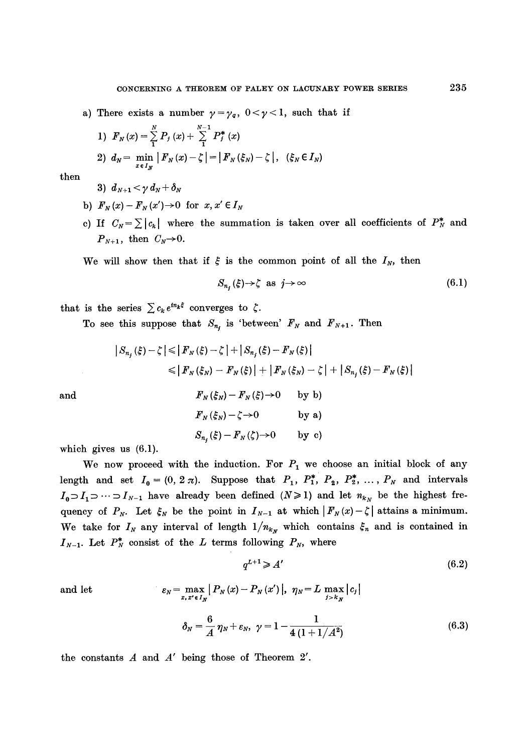a) There exists a number $\gamma = \gamma_q$, $0 < \gamma < 1$, such that if

1) $F_N(x) = \sum_1^N P_j(x) + \sum_1^{N-1} P_j^*(x)$

2) $d_N = \min_{x \in I_N} |F_N(x) - \zeta| = |F_N(\xi_N) - \zeta|$, $(\xi_N \in I_N)$

then

3) $d_{N+1} < \gamma d_N + \delta_N$

b) $F_N(x) - F_N(x') \to 0$ for $x, x' \in I_N$

c) If $C_N = \sum |c_k|$ where the summation is taken over all coefficients of $P_N^*$ and $P_{N+1}$, then $C_N \to 0$.

We will show then that if $\xi$ is the common point of all the $I_N$, then

$$S_{n_j}(\xi) \to \zeta \text{ as } j \to \infty \tag{6.1}$$

that is the series $\sum c_k e^{in_k \xi}$ converges to $\zeta$.

To see this suppose that $S_{n_j}$ is 'between' $F_N$ and $F_{N+1}$. Then

$$|S_{n_j}(\xi) - \zeta| \leqslant |F_N(\xi) - \zeta| + |S_{n_j}(\xi) - F_N(\xi)|$$
$$\leqslant |F_N(\xi_N) - F_N(\xi)| + |F_N(\xi_N) - \zeta| + |S_{n_j}(\xi) - F_N(\xi)|$$

and

$$F_N(\xi_N) - F_N(\xi) \to 0 \quad \text{by b)}$$
$$F_N(\xi_N) - \zeta \to 0 \quad \text{by a)}$$
$$S_{n_j}(\xi) - F_N(\zeta) \to 0 \quad \text{by c)}$$

which gives us (6.1).

We now proceed with the induction. For $P_1$ we choose an initial block of any length and set $I_0 = (0, 2\pi)$. Suppose that $P_1, P_1^*, P_2, P_2^*, \ldots, P_N$ and intervals $I_0 \supset I_1 \supset \cdots \supset I_{N-1}$ have already been defined $(N \geqslant 1)$ and let $n_{k_N}$ be the highest frequency of $P_N$. Let $\xi_N$ be the point in $I_{N-1}$ at which $|F_N(x) - \zeta|$ attains a minimum. We take for $I_N$ any interval of length $1/n_{k_N}$ which contains $\xi_n$ and is contained in $I_{N-1}$. Let $P_N^*$ consist of the $L$ terms following $P_N$, where

$$q^{L+1} \geqslant A' \tag{6.2}$$

and let

$$\varepsilon_N = \max_{x, x' \in I_N} |P_N(x) - P_N(x')|, \quad \eta_N = L \max_{j > k_N} |c_j|$$

$$\delta_N = \frac{6}{A}\eta_N + \varepsilon_N, \quad \gamma = 1 - \frac{1}{4(1 + 1/A^2)} \tag{6.3}$$

the constants $A$ and $A'$ being those of Theorem 2'.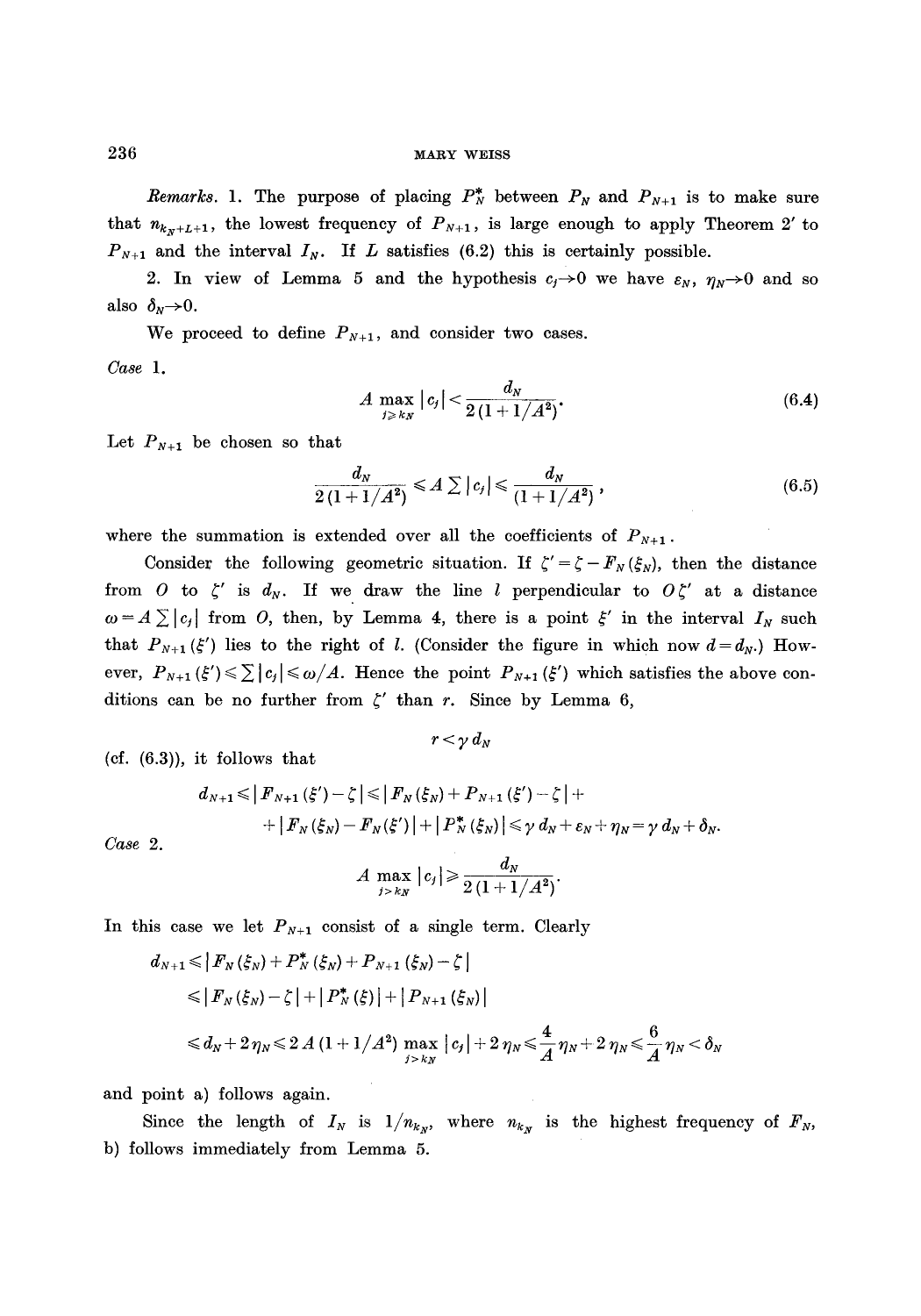*Remarks.* 1. The purpose of placing $P_N^*$ between $P_N$ and $P_{N+1}$ is to make sure that $n_{k_N+L+1}$, the lowest frequency of $P_{N+1}$, is large enough to apply Theorem 2′ to $P_{N+1}$ and the interval $I_N$. If $L$ satisfies (6.2) this is certainly possible.

2. In view of Lemma 5 and the hypothesis $c_j \to 0$ we have $\varepsilon_N$, $\eta_N \to 0$ and so also $\delta_N \to 0$.

We proceed to define $P_{N+1}$, and consider two cases.

*Case* 1.

$$A \max_{j \geqslant k_N} |c_j| < \frac{d_N}{2(1+1/A^2)}. \tag{6.4}$$

Let $P_{N+1}$ be chosen so that

$$\frac{d_N}{2(1+1/A^2)} \leqslant A \sum |c_j| \leqslant \frac{d_N}{(1+1/A^2)}, \tag{6.5}$$

where the summation is extended over all the coefficients of $P_{N+1}$.

Consider the following geometric situation. If $\zeta' = \zeta - F_N(\xi_N)$, then the distance from $O$ to $\zeta'$ is $d_N$. If we draw the line $l$ perpendicular to $O\zeta'$ at a distance $\omega = A \sum |c_j|$ from $O$, then, by Lemma 4, there is a point $\xi'$ in the interval $I_N$ such that $P_{N+1}(\xi')$ lies to the right of $l$. (Consider the figure in which now $d = d_N$.) However, $P_{N+1}(\xi') \leqslant \sum |c_j| \leqslant \omega / A$. Hence the point $P_{N+1}(\xi')$ which satisfies the above conditions can be no further from $\zeta'$ than $r$. Since by Lemma 6,

$$r < \gamma\, d_N$$

(cf. (6.3)), it follows that

$$\begin{aligned} d_{N+1} &\leqslant |F_{N+1}(\xi') - \zeta| \leqslant |F_N(\xi_N) + P_{N+1}(\xi') - \zeta| + \\ &+ |F_N(\xi_N) - F_N(\xi')| + |P_N^*(\xi_N)| \leqslant \gamma\, d_N + \varepsilon_N + \eta_N = \gamma\, d_N + \delta_N. \end{aligned}$$

*Case* 2.

$$A \max_{j > k_N} |c_j| \geqslant \frac{d_N}{2(1+1/A^2)}.$$

In this case we let $P_{N+1}$ consist of a single term. Clearly

$$\begin{aligned} d_{N+1} &\leqslant |F_N(\xi_N) + P_N^*(\xi_N) + P_{N+1}(\xi_N) - \zeta| \\ &\leqslant |F_N(\xi_N) - \zeta| + |P_N^*(\xi)| + |P_{N+1}(\xi_N)| \\ &\leqslant d_N + 2\eta_N \leqslant 2A(1+1/A^2) \max_{j > k_N} |c_j| + 2\eta_N \leqslant \frac{4}{A}\eta_N + 2\eta_N \leqslant \frac{6}{A}\eta_N < \delta_N \end{aligned}$$

and point a) follows again.

Since the length of $I_N$ is $1/n_{k_N}$, where $n_{k_N}$ is the highest frequency of $F_N$, b) follows immediately from Lemma 5.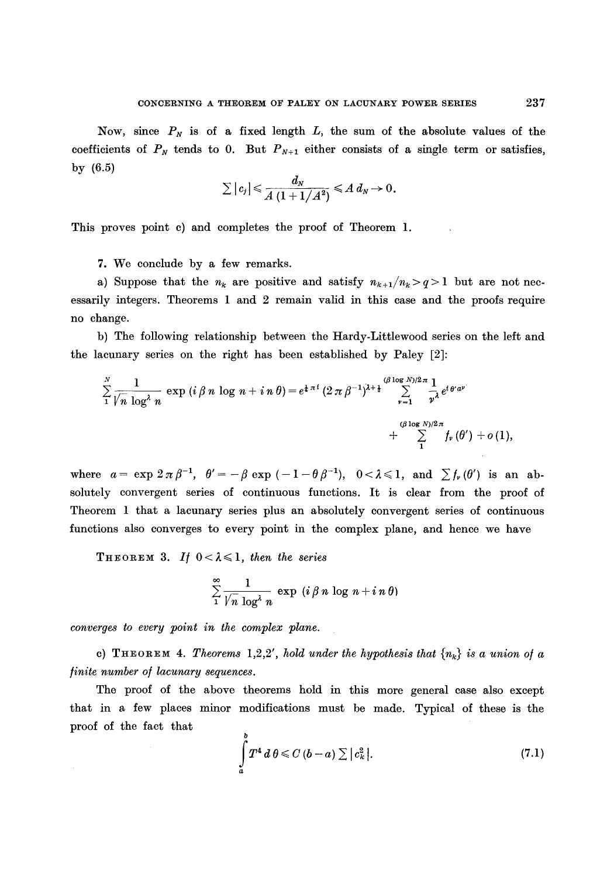Now, since $P_N$ is of a fixed length $L$, the sum of the absolute values of the coefficients of $P_N$ tends to 0. But $P_{N+1}$ either consists of a single term or satisfies, by (6.5)

$$\sum |c_j| \leqslant \frac{d_N}{A(1+1/A^2)} \leqslant A\, d_N \to 0.$$

This proves point c) and completes the proof of Theorem 1.

7. We conclude by a few remarks.

a) Suppose that the $n_k$ are positive and satisfy $n_{k+1}/n_k > q > 1$ but are not necessarily integers. Theorems 1 and 2 remain valid in this case and the proofs require no change.

b) The following relationship between the Hardy-Littlewood series on the left and the lacunary series on the right has been established by Paley [2]:

$$\sum_{1}^{N} \frac{1}{\sqrt{n}\,\log^{\lambda} n} \exp\,(i\,\beta\, n \log n + i\, n\,\theta) = e^{\frac{1}{4}\pi i}\,(2\,\pi\,\beta^{-1})^{\lambda+\frac{1}{2}} \sum_{\nu=1}^{(\beta \log N)/2\pi} \frac{1}{\nu^{\lambda}}\, e^{i\,\theta' a^{\nu}}$$

$$+ \sum_{1}^{(\beta \log N)/2\pi} f_{\nu}(\theta') + o(1),$$

where $a = \exp 2\,\pi\,\beta^{-1}$, $\theta' = -\beta \exp(-1-\theta\,\beta^{-1})$, $0 < \lambda \leqslant 1$, and $\sum f_{\nu}(\theta')$ is an absolutely convergent series of continuous functions. It is clear from the proof of Theorem 1 that a lacunary series plus an absolutely convergent series of continuous functions also converges to every point in the complex plane, and hence we have

**Theorem 3.** *If* $0 < \lambda \leqslant 1$, *then the series*

$$\sum_{1}^{\infty} \frac{1}{\sqrt{n}\,\log^{\lambda} n} \exp\,(i\,\beta\, n \log n + i\, n\,\theta)$$

*converges to every point in the complex plane.*

c) **Theorem 4.** *Theorems 1,2,2', hold under the hypothesis that $\{n_k\}$ is a union of a finite number of lacunary sequences.*

The proof of the above theorems hold in this more general case also except that in a few places minor modifications must be made. Typical of these is the proof of the fact that

$$\int_a^b T^4\, d\,\theta \leqslant C\,(b-a) \sum |c_k^2|. \tag{7.1}$$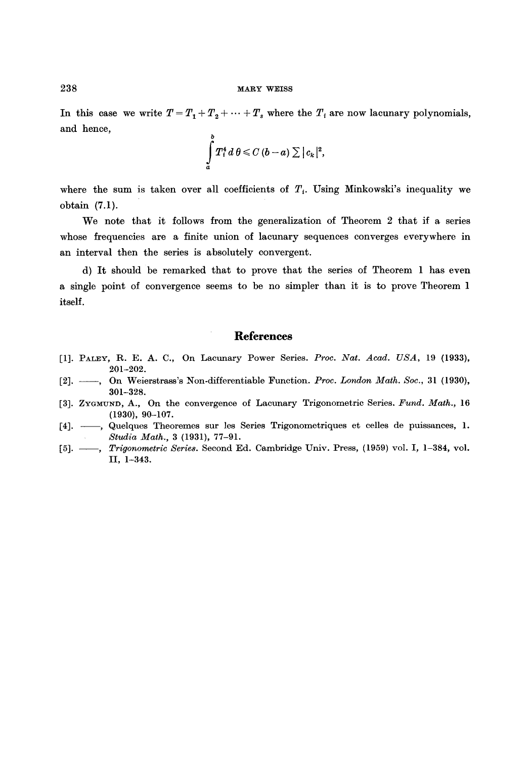In this case we write $T = T_1 + T_2 + \cdots + T_s$ where the $T_i$ are now lacunary polynomials, and hence,

$$\int_a^b T_i^4 \, d\theta \leqslant C(b-a) \sum |c_k|^2,$$

where the sum is taken over all coefficients of $T_i$. Using Minkowski's inequality we obtain (7.1).

We note that it follows from the generalization of Theorem 2 that if a series whose frequencies are a finite union of lacunary sequences converges everywhere in an interval then the series is absolutely convergent.

d) It should be remarked that to prove that the series of Theorem 1 has even a single point of convergence seems to be no simpler than it is to prove Theorem 1 itself.

## References

[1]. Paley, R. E. A. C., On Lacunary Power Series. *Proc. Nat. Acad. USA*, 19 (1933), 201–202.

[2]. ——, On Weierstrass's Non-differentiable Function. *Proc. London Math. Soc.*, 31 (1930), 301–328.

[3]. Zygmund, A., On the convergence of Lacunary Trigonometric Series. *Fund. Math.*, 16 (1930), 90–107.

[4]. ——, Quelques Theoremes sur les Series Trigonometriques et celles de puissances, 1. *Studia Math.*, 3 (1931), 77–91.

[5]. ——, *Trigonometric Series*. Second Ed. Cambridge Univ. Press, (1959) vol. I, 1–384, vol. II, 1–343.